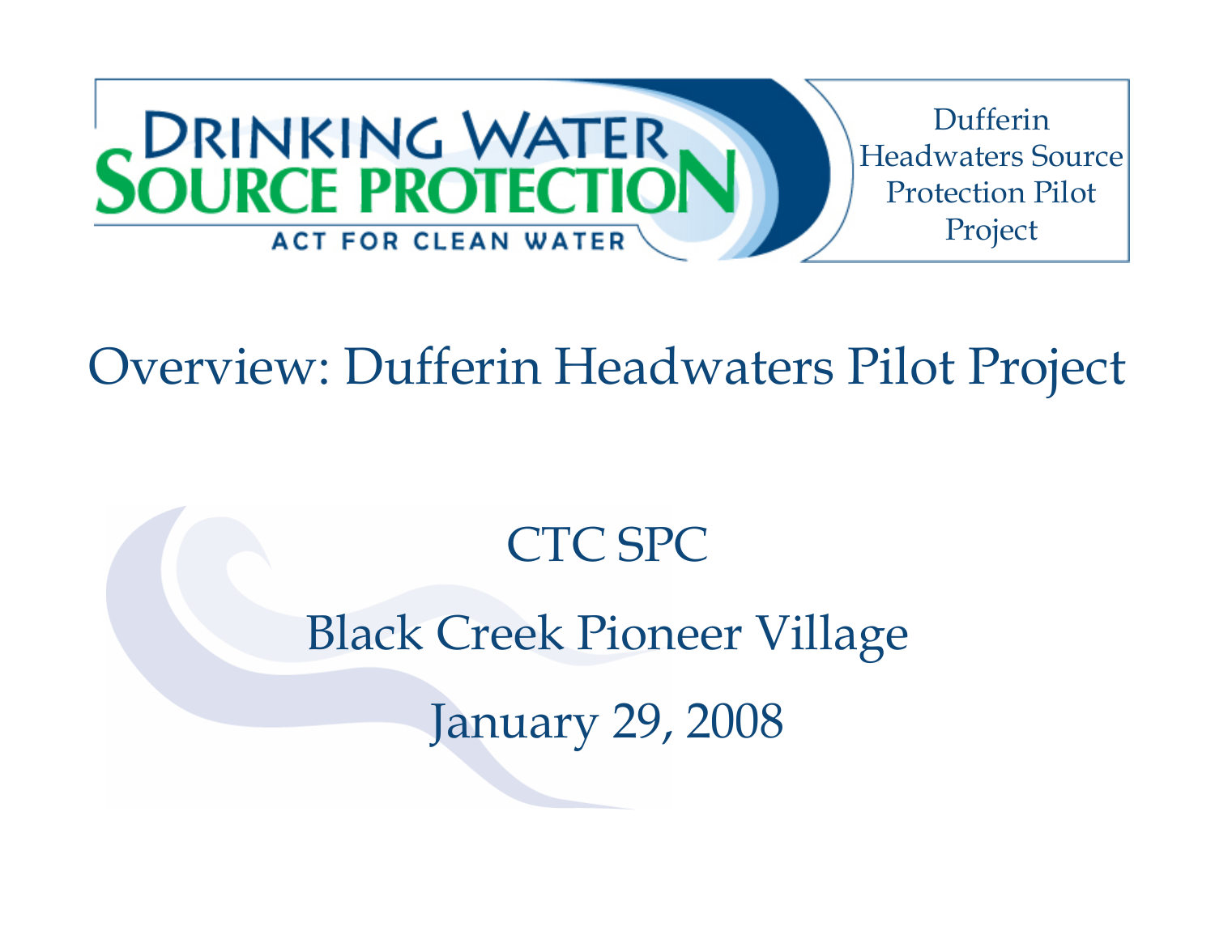DRINKING WATER SOURCE PROTECTION

ACT FOR CLEAN WATER

Dufferin Headwaters Source Protection Pilot Project

# Overview: Dufferin Headwaters Pilot Project

CTC SPC

Black Creek Pioneer Village

January 29, 2008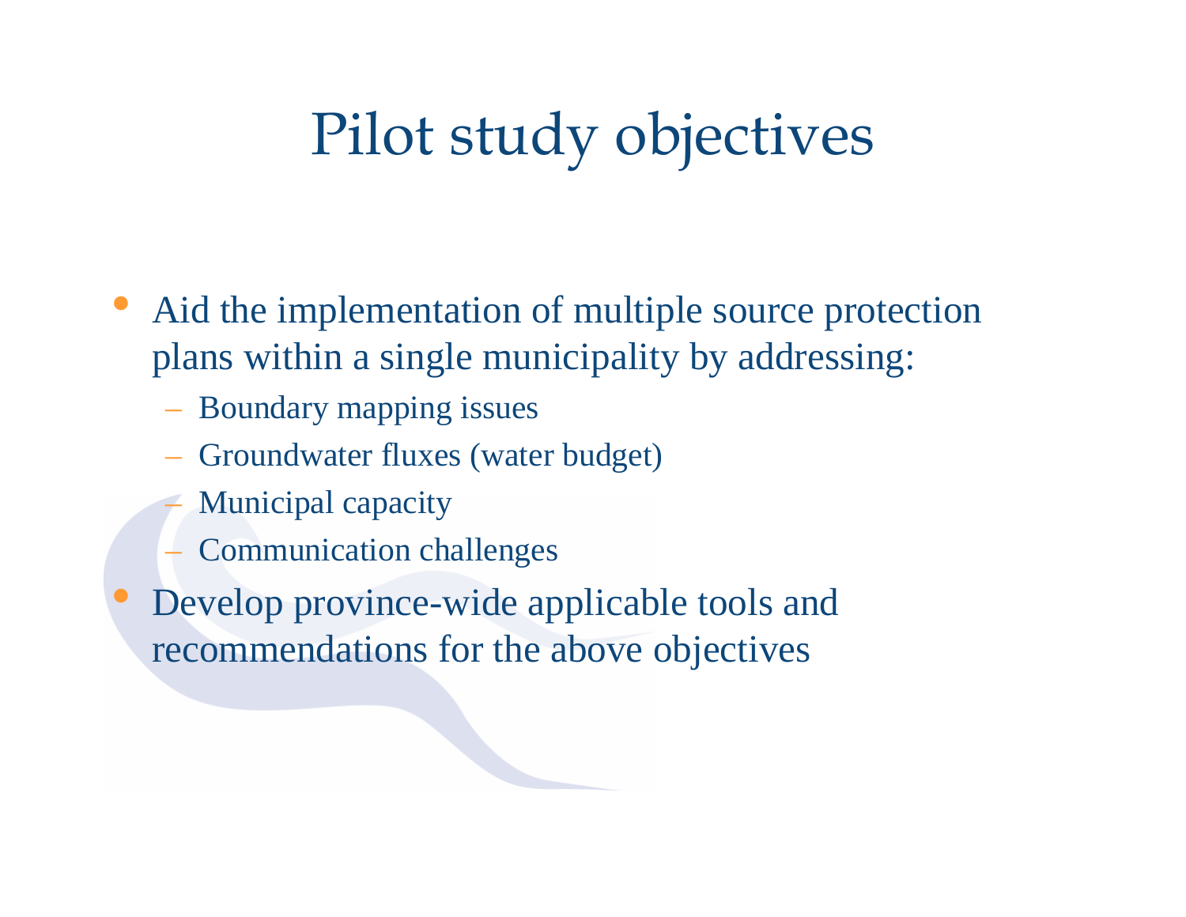# Pilot study objectives

- Aid the implementation of multiple source protection plans within a single municipality by addressing:
  - Boundary mapping issues
  - Groundwater fluxes (water budget)
  - Municipal capacity
  - Communication challenges
- Develop province-wide applicable tools and recommendations for the above objectives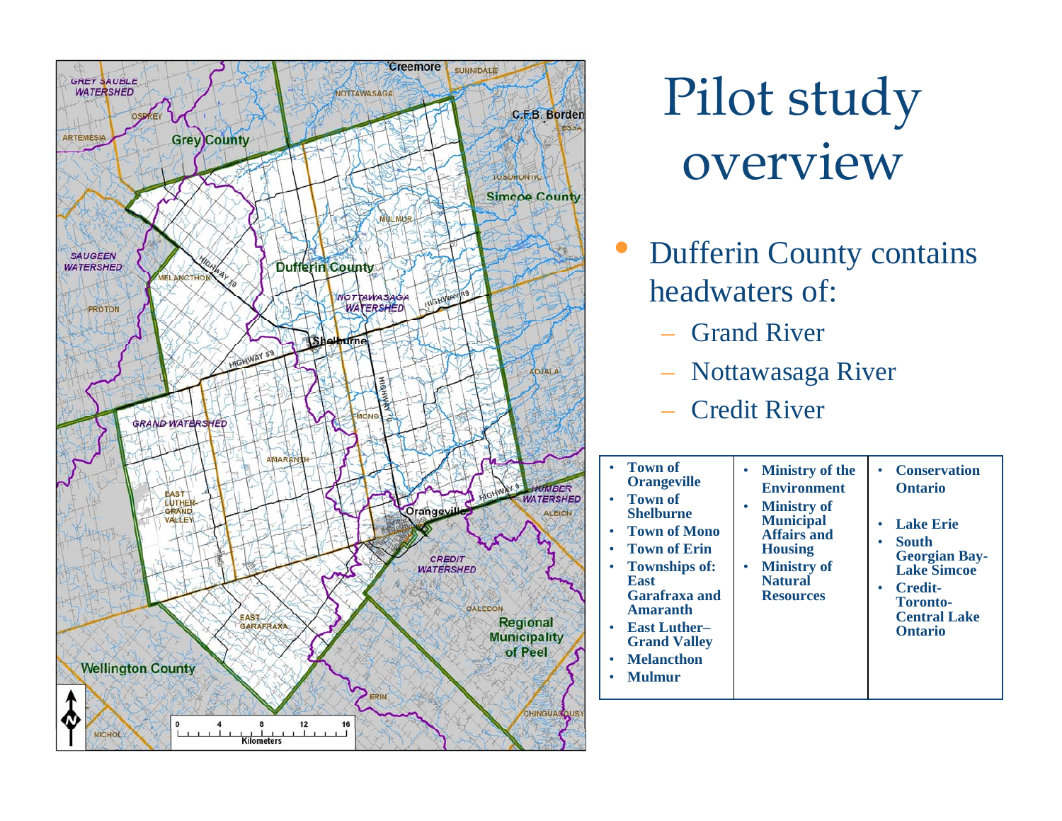# Pilot study overview

- Dufferin County contains headwaters of:
  - Grand River
  - Nottawasaga River
  - Credit River

| | | |
|---|---|---|
| • **Town of Orangeville**<br>• **Town of Shelburne**<br>• **Town of Mono**<br>• **Town of Erin**<br>• **Townships of: East Garafraxa and Amaranth**<br>• **East Luther–Grand Valley**<br>• **Melancthon**<br>• **Mulmur** | • **Ministry of the Environment**<br>• **Ministry of Municipal Affairs and Housing**<br>• **Ministry of Natural Resources** | • **Conservation Ontario**<br>• **Lake Erie**<br>• **South Georgian Bay-Lake Simcoe**<br>• **Credit-Toronto-Central Lake Ontario** |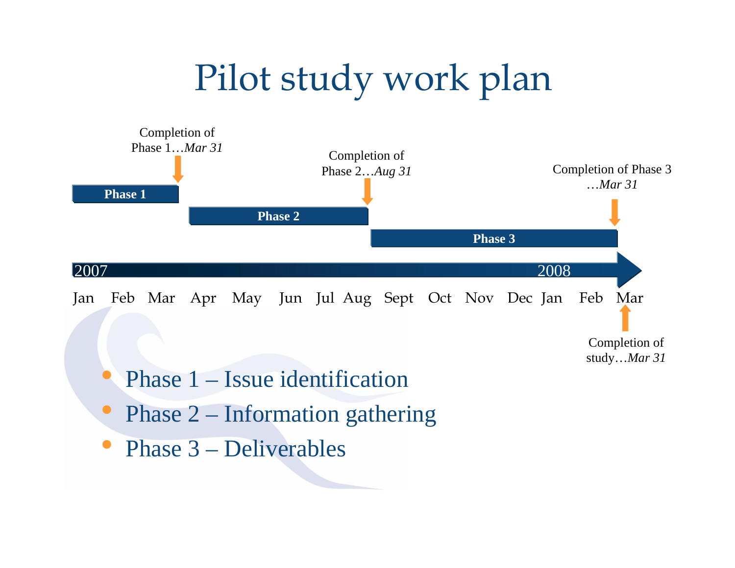# Pilot study work plan

Completion of Phase 1…*Mar 31*

Completion of Phase 2…*Aug 31*

Completion of Phase 3 …*Mar 31*

**Phase 1**

**Phase 2**

**Phase 3**

2007 — 2008

Jan Feb Mar Apr May Jun Jul Aug Sept Oct Nov Dec Jan Feb Mar

Completion of study…*Mar 31*

- Phase 1 – Issue identification
- Phase 2 – Information gathering
- Phase 3 – Deliverables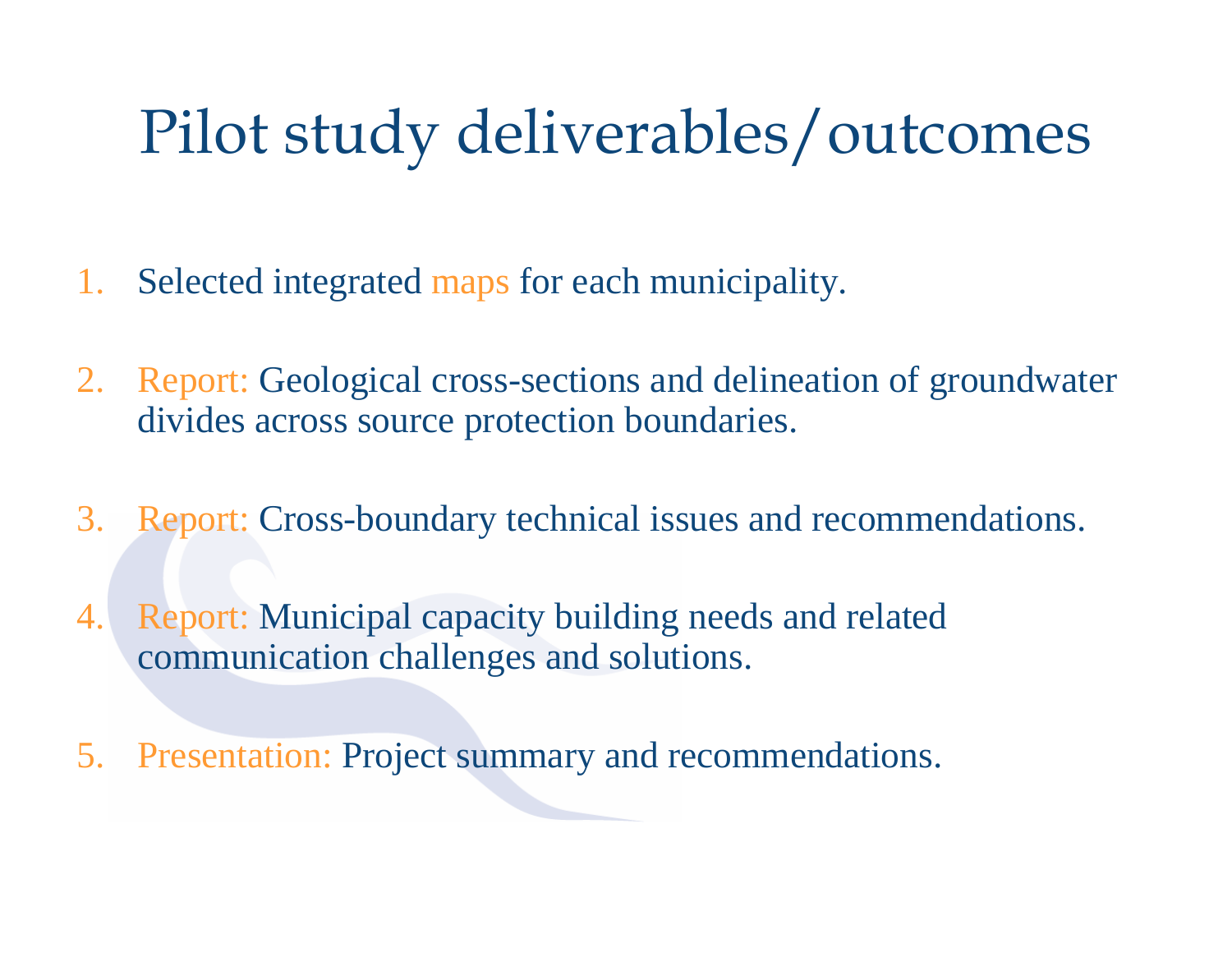# Pilot study deliverables/outcomes

1. Selected integrated maps for each municipality.

2. Report: Geological cross-sections and delineation of groundwater divides across source protection boundaries.

3. Report: Cross-boundary technical issues and recommendations.

4. Report: Municipal capacity building needs and related communication challenges and solutions.

5. Presentation: Project summary and recommendations.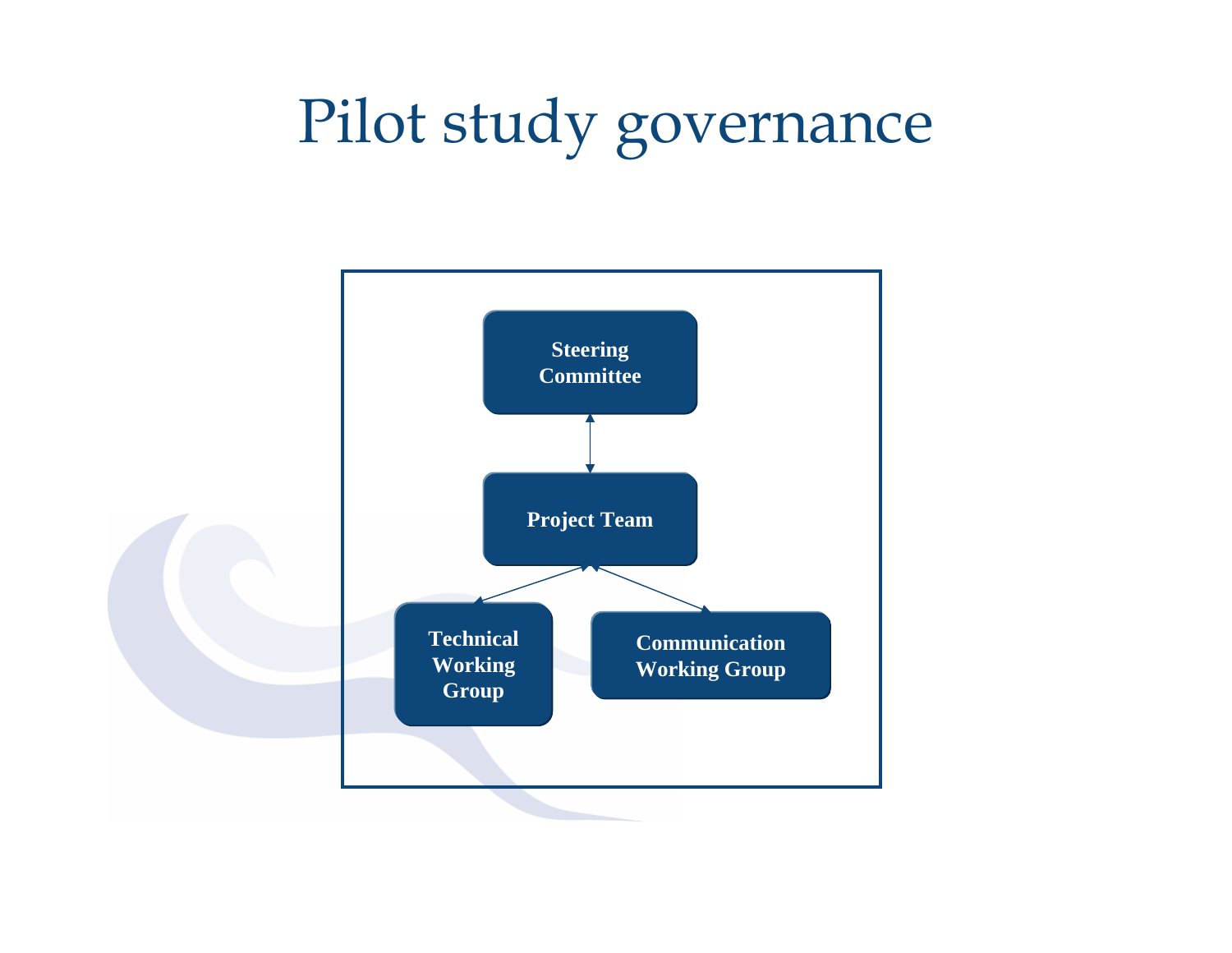# Pilot study governance

Steering Committee

Project Team

Technical Working Group

Communication Working Group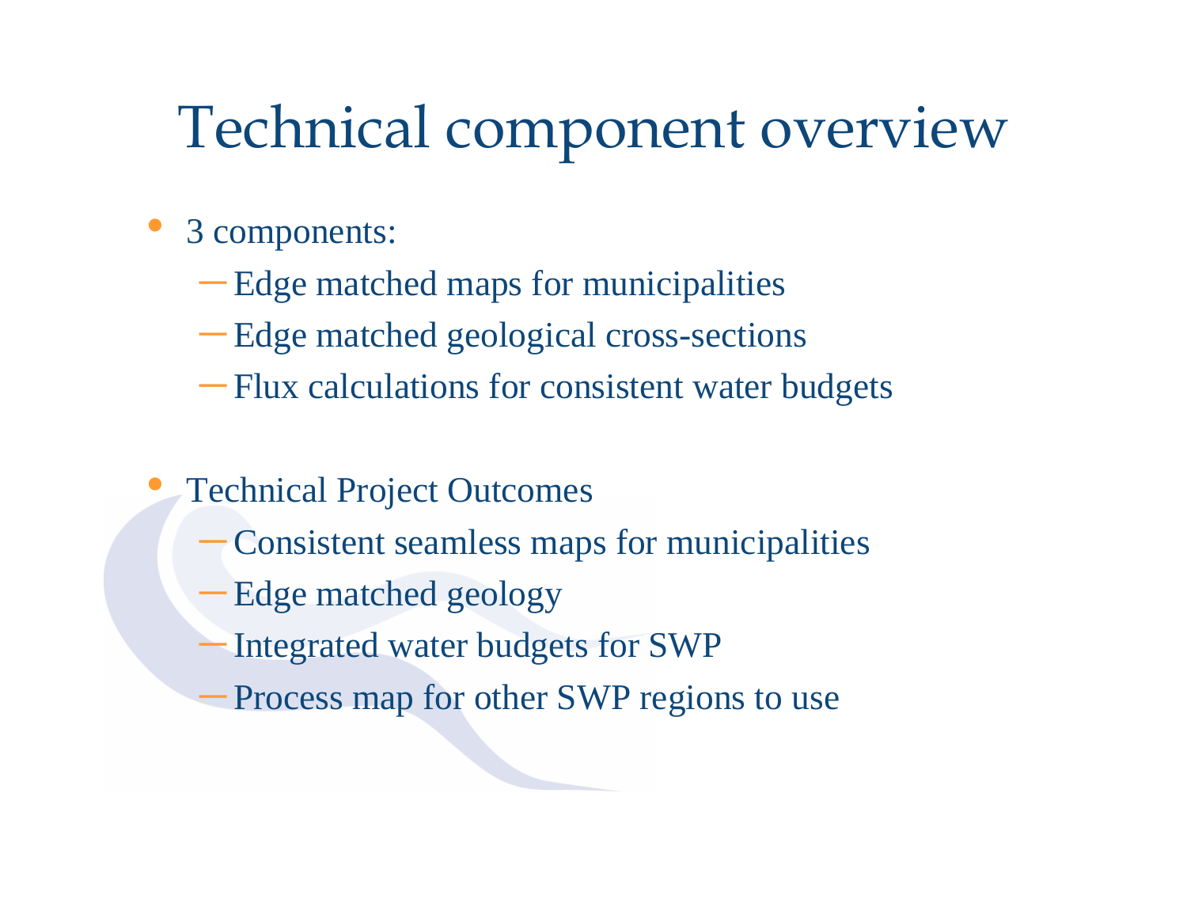# Technical component overview

- 3 components:
  - Edge matched maps for municipalities
  - Edge matched geological cross-sections
  - Flux calculations for consistent water budgets

- Technical Project Outcomes
  - Consistent seamless maps for municipalities
  - Edge matched geology
  - Integrated water budgets for SWP
  - Process map for other SWP regions to use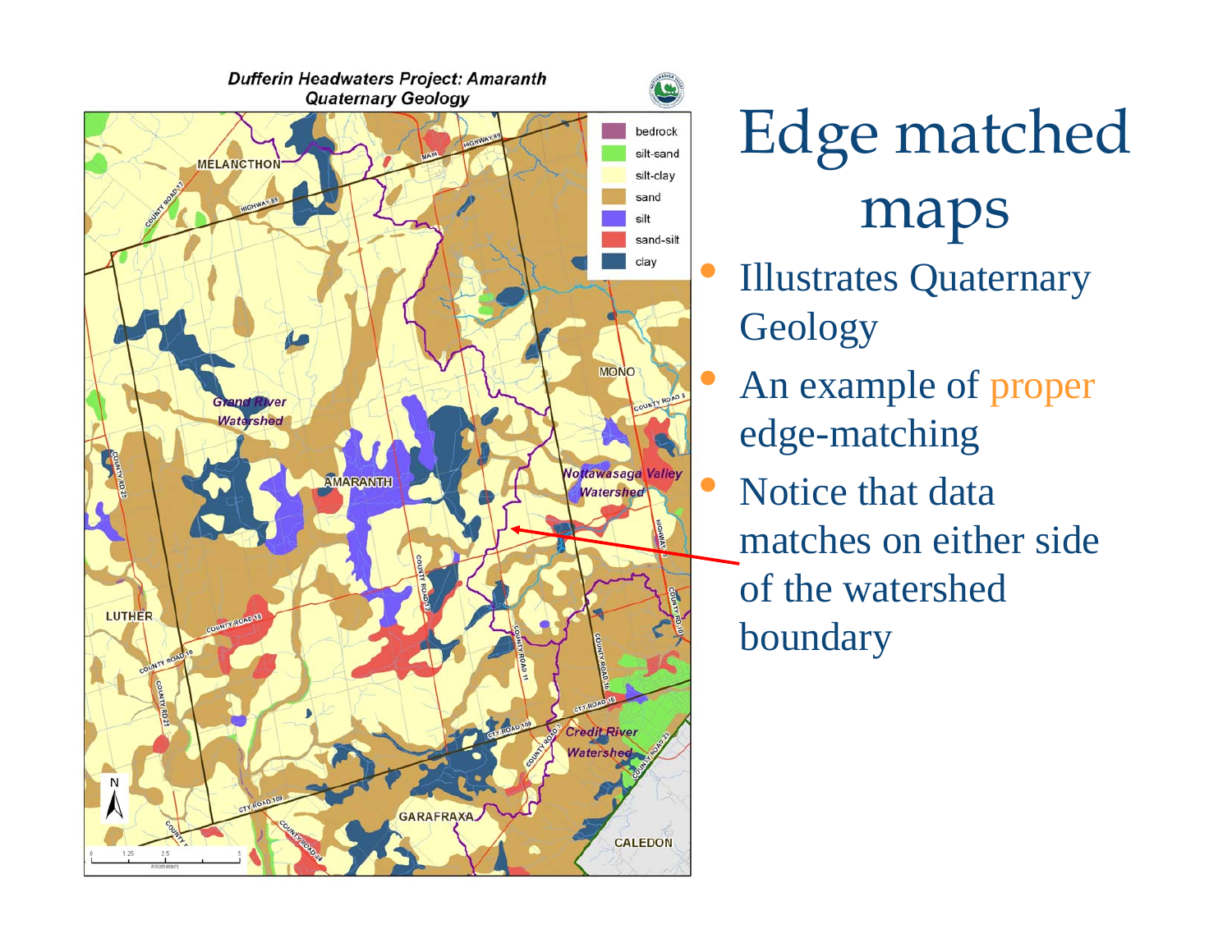# Edge matched maps

- Illustrates Quaternary Geology
- An example of proper edge-matching
- Notice that data matches on either side of the watershed boundary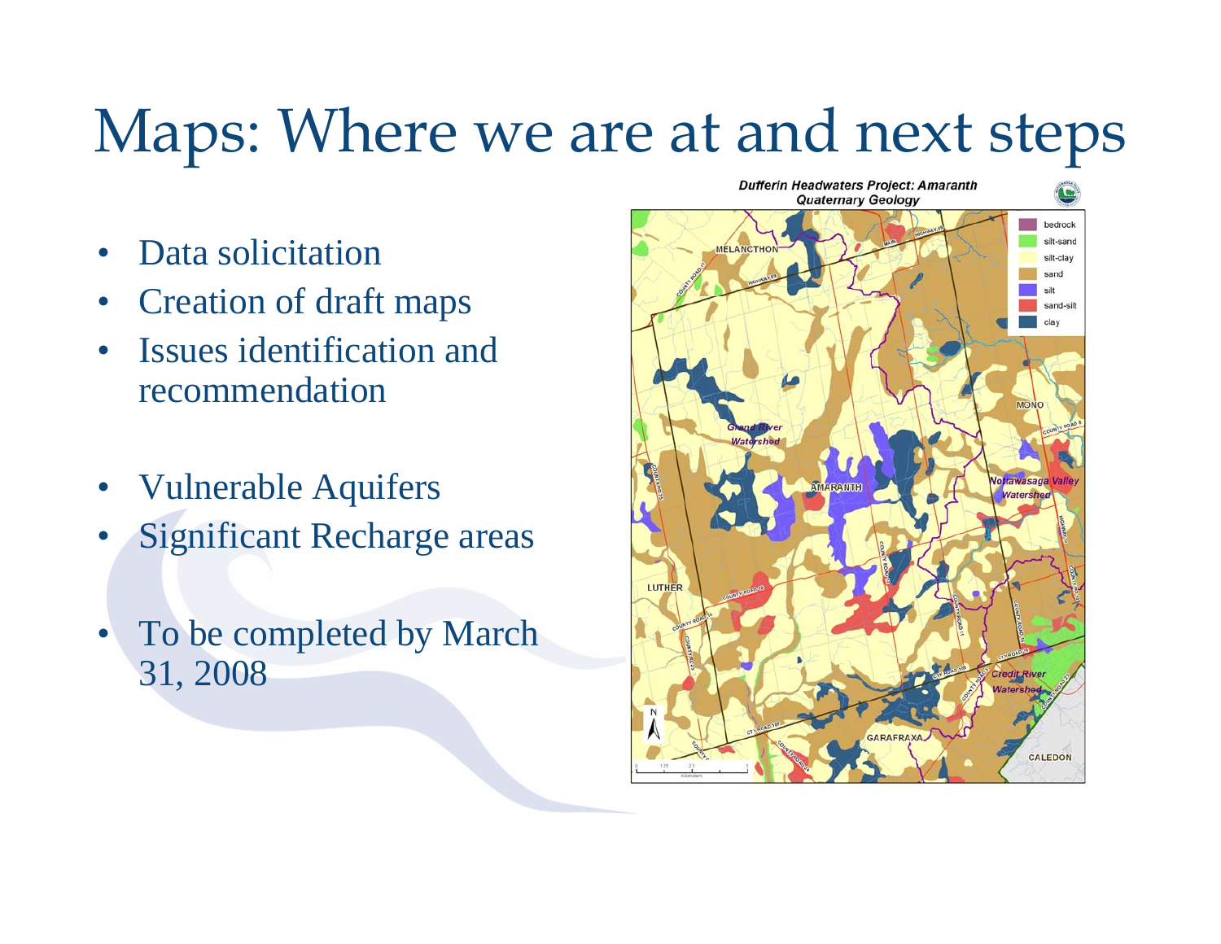# Maps: Where we are at and next steps

- Data solicitation
- Creation of draft maps
- Issues identification and recommendation

- Vulnerable Aquifers
- Significant Recharge areas

- To be completed by March 31, 2008

**Dufferin Headwaters Project: Amaranth**
**Quaternary Geology**

| Legend |
| --- |
| bedrock |
| silt-sand |
| silt-clay |
| sand |
| silt |
| sand-silt |
| clay |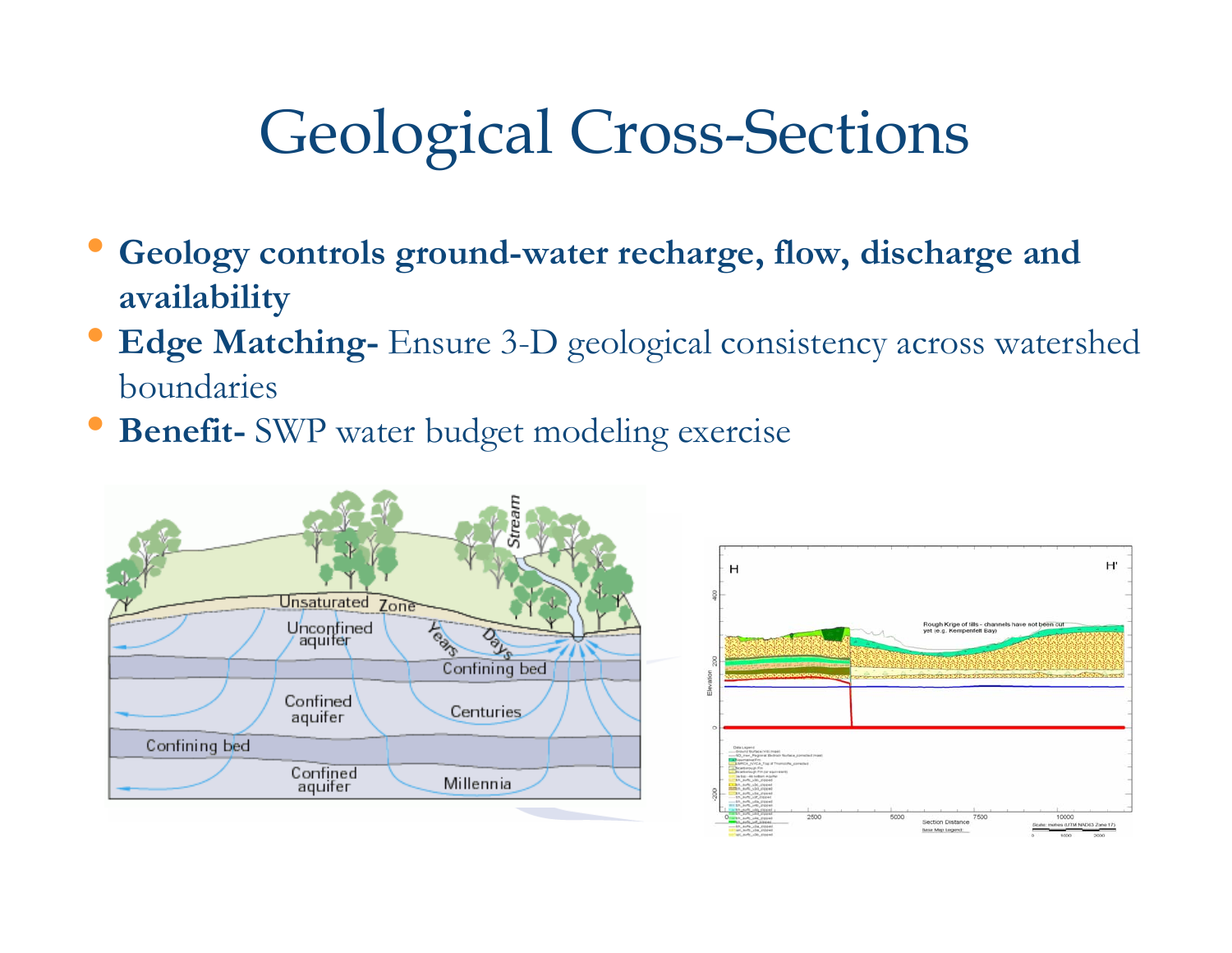# Geological Cross-Sections

- **Geology controls ground-water recharge, flow, discharge and availability**
- **Edge Matching-** Ensure 3-D geological consistency across watershed boundaries
- **Benefit-** SWP water budget modeling exercise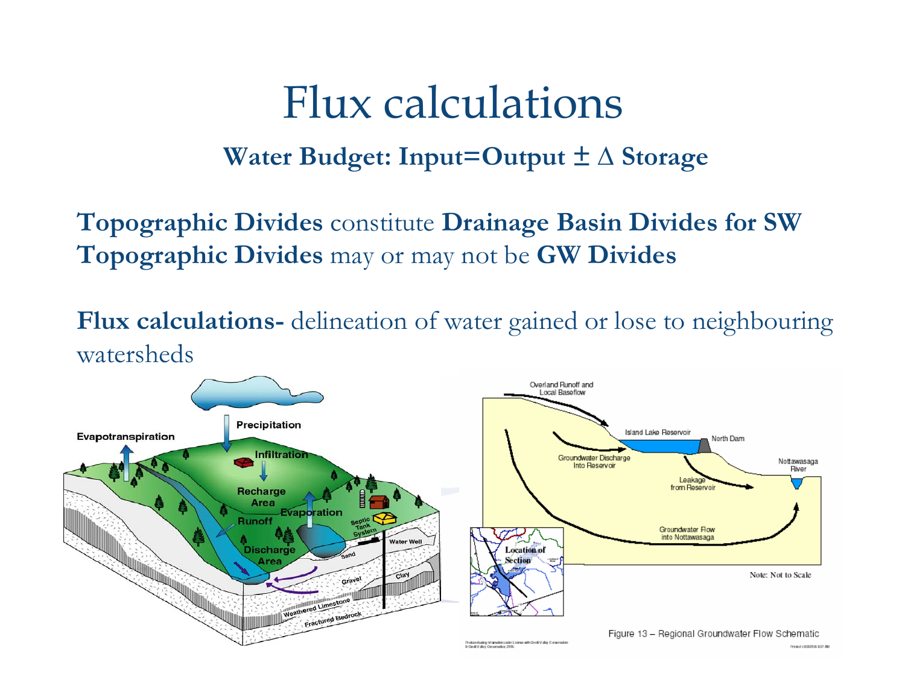# Flux calculations

**Water Budget: Input=Output ± Δ Storage**

**Topographic Divides** constitute **Drainage Basin Divides for SW**
**Topographic Divides** may or may not be **GW Divides**

**Flux calculations-** delineation of water gained or lose to neighbouring watersheds

Figure 13 – Regional Groundwater Flow Schematic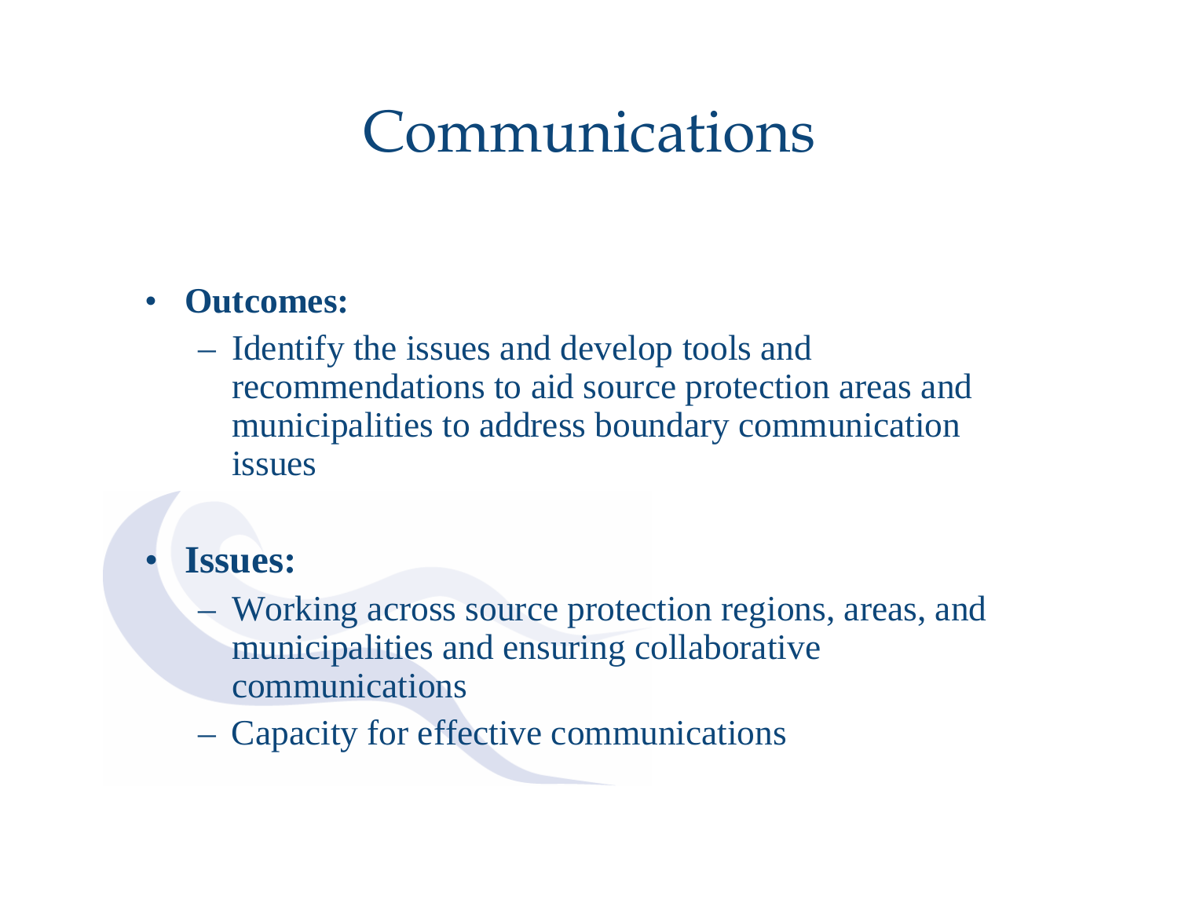# Communications

- **Outcomes:**
  - Identify the issues and develop tools and recommendations to aid source protection areas and municipalities to address boundary communication issues
- **Issues:**
  - Working across source protection regions, areas, and municipalities and ensuring collaborative communications
  - Capacity for effective communications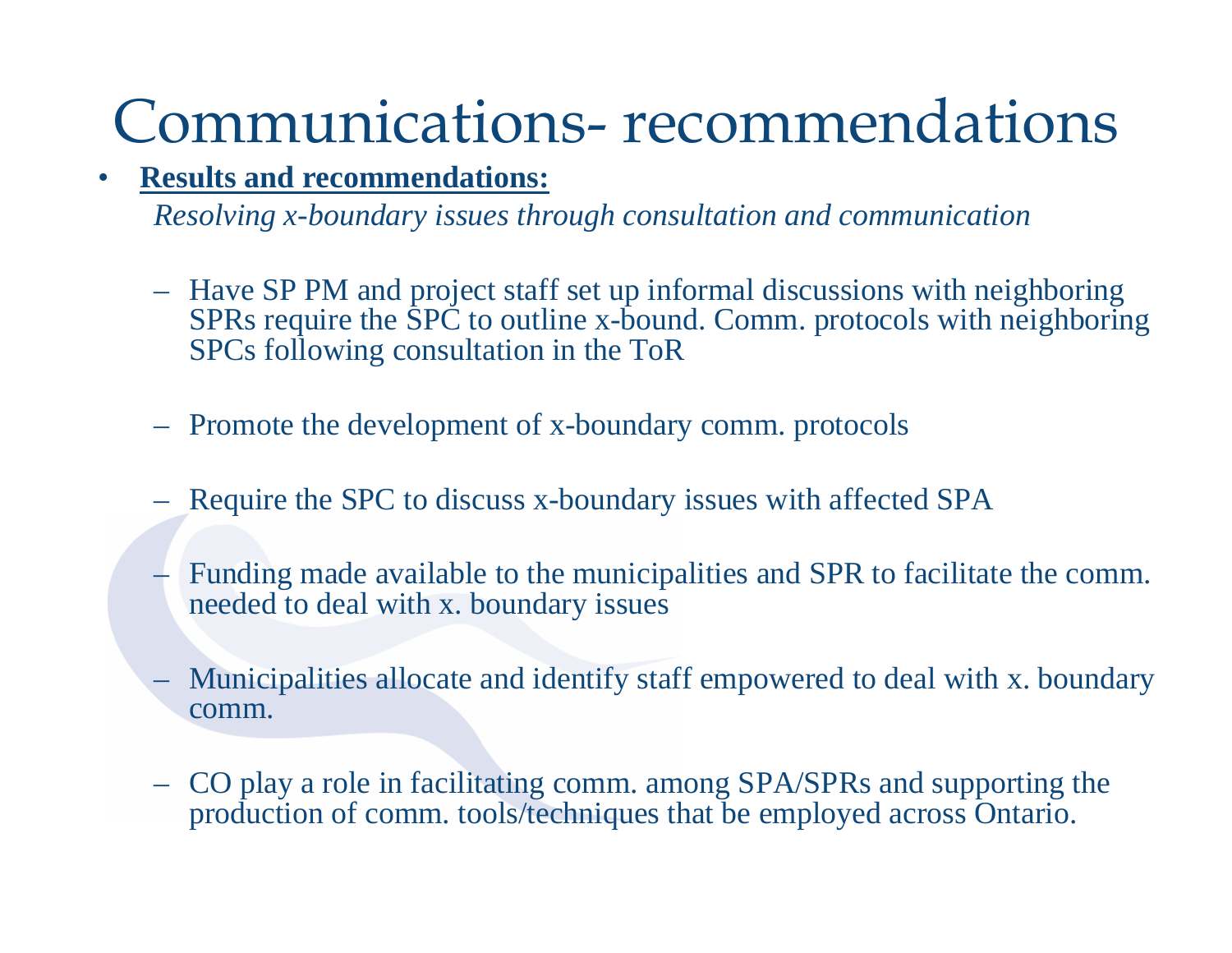# Communications- recommendations

- **Results and recommendations:**

  *Resolving x-boundary issues through consultation and communication*

  - Have SP PM and project staff set up informal discussions with neighboring SPRs require the SPC to outline x-bound. Comm. protocols with neighboring SPCs following consultation in the ToR
  - Promote the development of x-boundary comm. protocols
  - Require the SPC to discuss x-boundary issues with affected SPA
  - Funding made available to the municipalities and SPR to facilitate the comm. needed to deal with x. boundary issues
  - Municipalities allocate and identify staff empowered to deal with x. boundary comm.
  - CO play a role in facilitating comm. among SPA/SPRs and supporting the production of comm. tools/techniques that be employed across Ontario.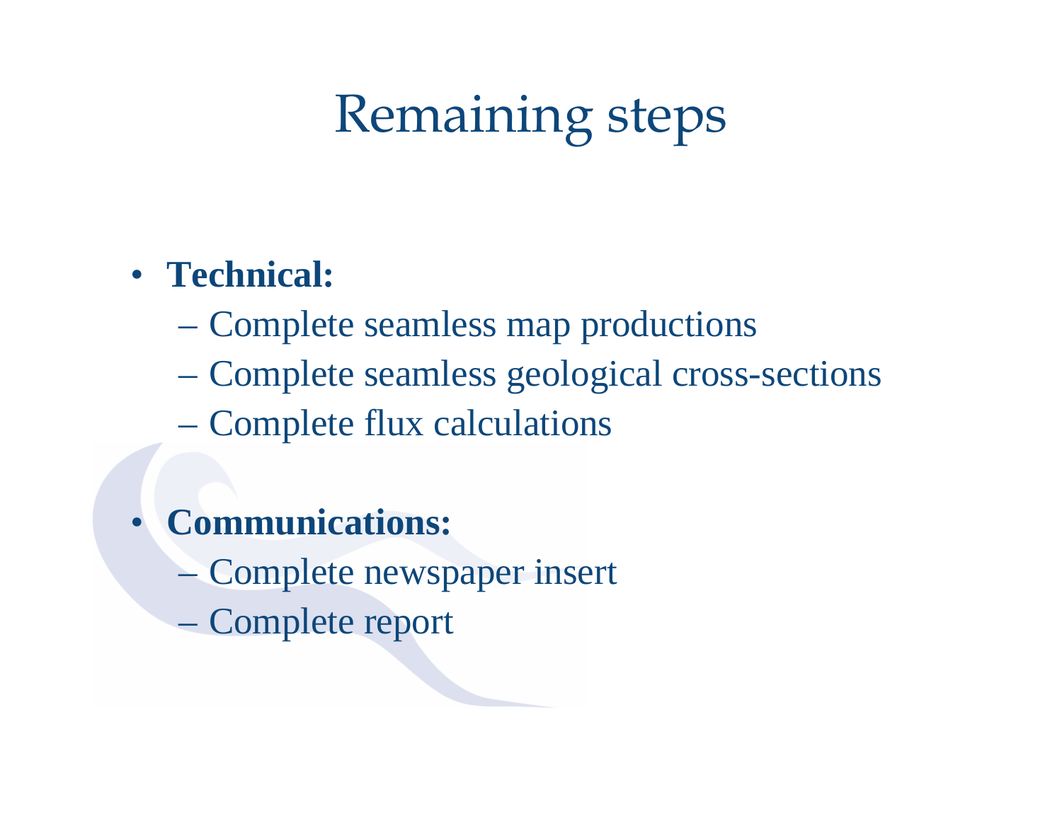# Remaining steps

- **Technical:**
  - Complete seamless map productions
  - Complete seamless geological cross-sections
  - Complete flux calculations

- **Communications:**
  - Complete newspaper insert
  - Complete report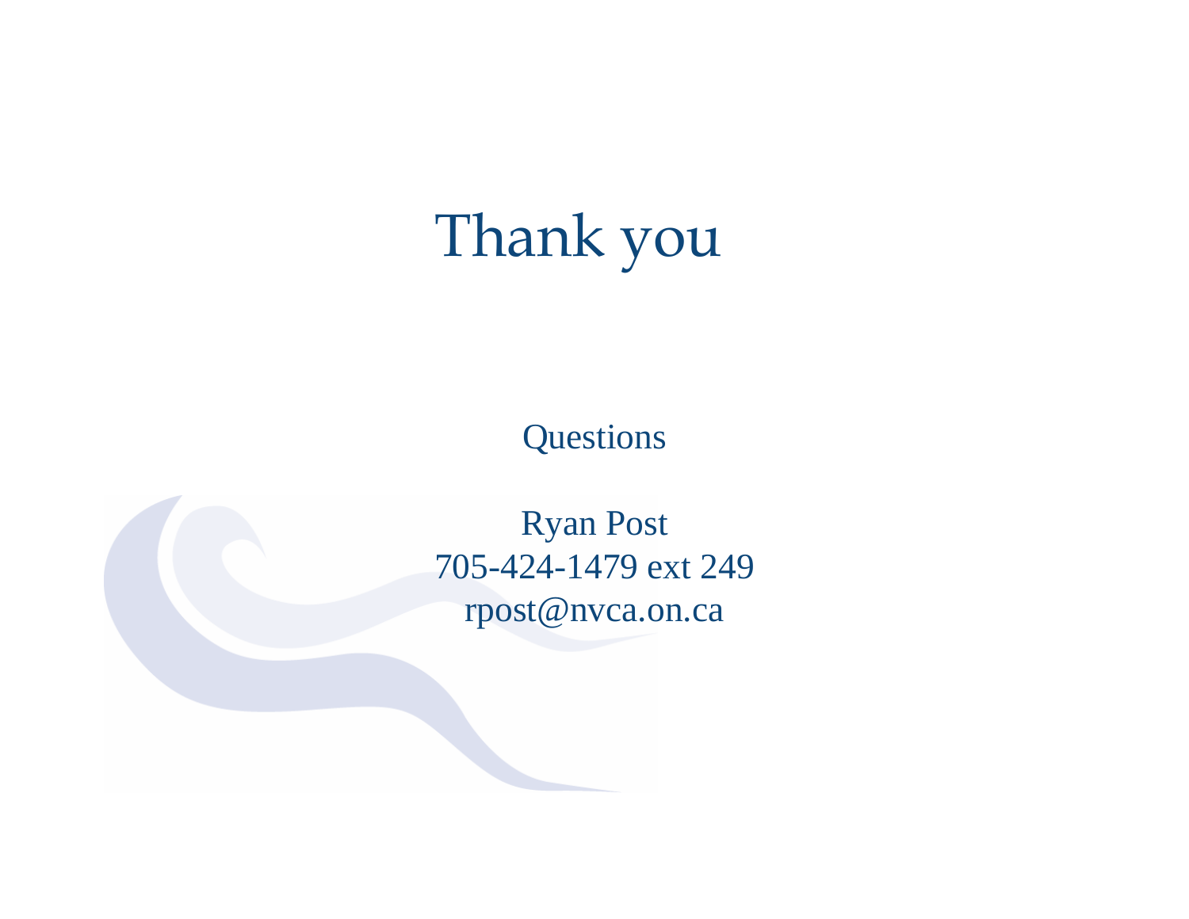# Thank you

Questions

Ryan Post
705-424-1479 ext 249
rpost@nvca.on.ca